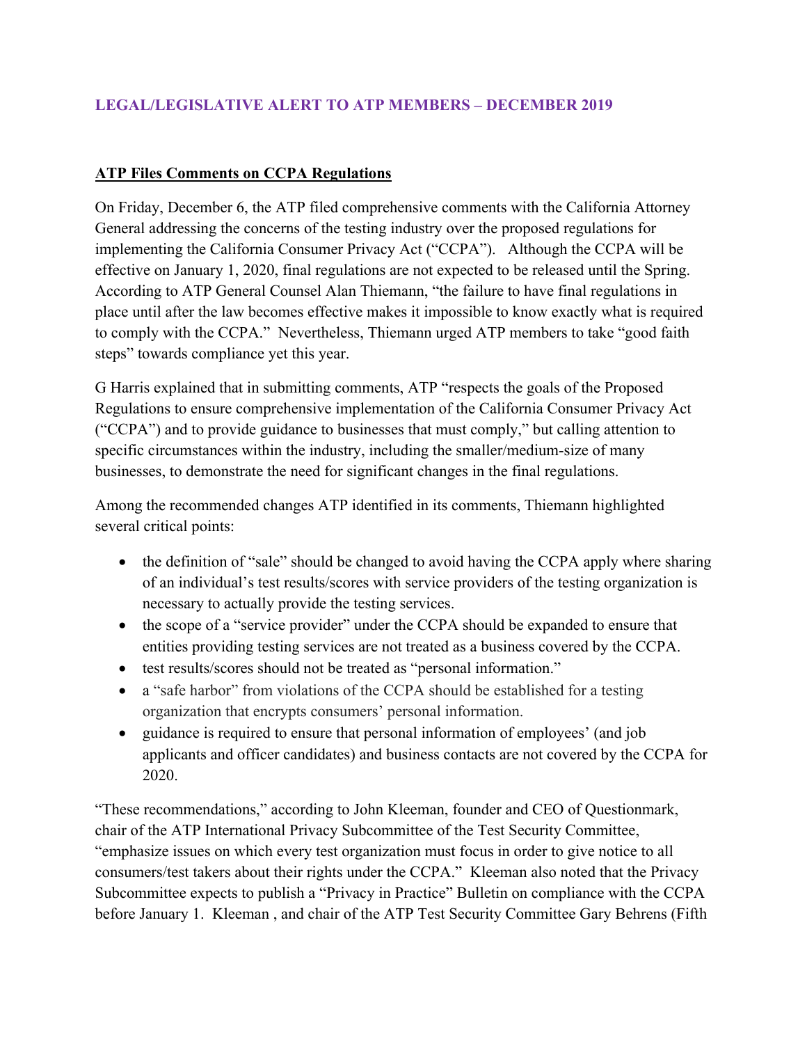**LEGAL/LEGISLATIVE ALERT TO ATP MEMBERS – DECEMBER 2019**

**ATP Files Comments on CCPA Regulations**

On Friday, December 6, the ATP filed comprehensive comments with the California Attorney General addressing the concerns of the testing industry over the proposed regulations for implementing the California Consumer Privacy Act ("CCPA"). Although the CCPA will be effective on January 1, 2020, final regulations are not expected to be released until the Spring. According to ATP General Counsel Alan Thiemann, "the failure to have final regulations in place until after the law becomes effective makes it impossible to know exactly what is required to comply with the CCPA." Nevertheless, Thiemann urged ATP members to take "good faith steps" towards compliance yet this year.

G Harris explained that in submitting comments, ATP "respects the goals of the Proposed Regulations to ensure comprehensive implementation of the California Consumer Privacy Act ("CCPA") and to provide guidance to businesses that must comply," but calling attention to specific circumstances within the industry, including the smaller/medium-size of many businesses, to demonstrate the need for significant changes in the final regulations.

Among the recommended changes ATP identified in its comments, Thiemann highlighted several critical points:

- the definition of "sale" should be changed to avoid having the CCPA apply where sharing of an individual's test results/scores with service providers of the testing organization is necessary to actually provide the testing services.
- the scope of a "service provider" under the CCPA should be expanded to ensure that entities providing testing services are not treated as a business covered by the CCPA.
- test results/scores should not be treated as "personal information."
- a "safe harbor" from violations of the CCPA should be established for a testing organization that encrypts consumers' personal information.
- guidance is required to ensure that personal information of employees' (and job applicants and officer candidates) and business contacts are not covered by the CCPA for 2020.

"These recommendations," according to John Kleeman, founder and CEO of Questionmark, chair of the ATP International Privacy Subcommittee of the Test Security Committee, "emphasize issues on which every test organization must focus in order to give notice to all consumers/test takers about their rights under the CCPA." Kleeman also noted that the Privacy Subcommittee expects to publish a "Privacy in Practice" Bulletin on compliance with the CCPA before January 1. Kleeman , and chair of the ATP Test Security Committee Gary Behrens (Fifth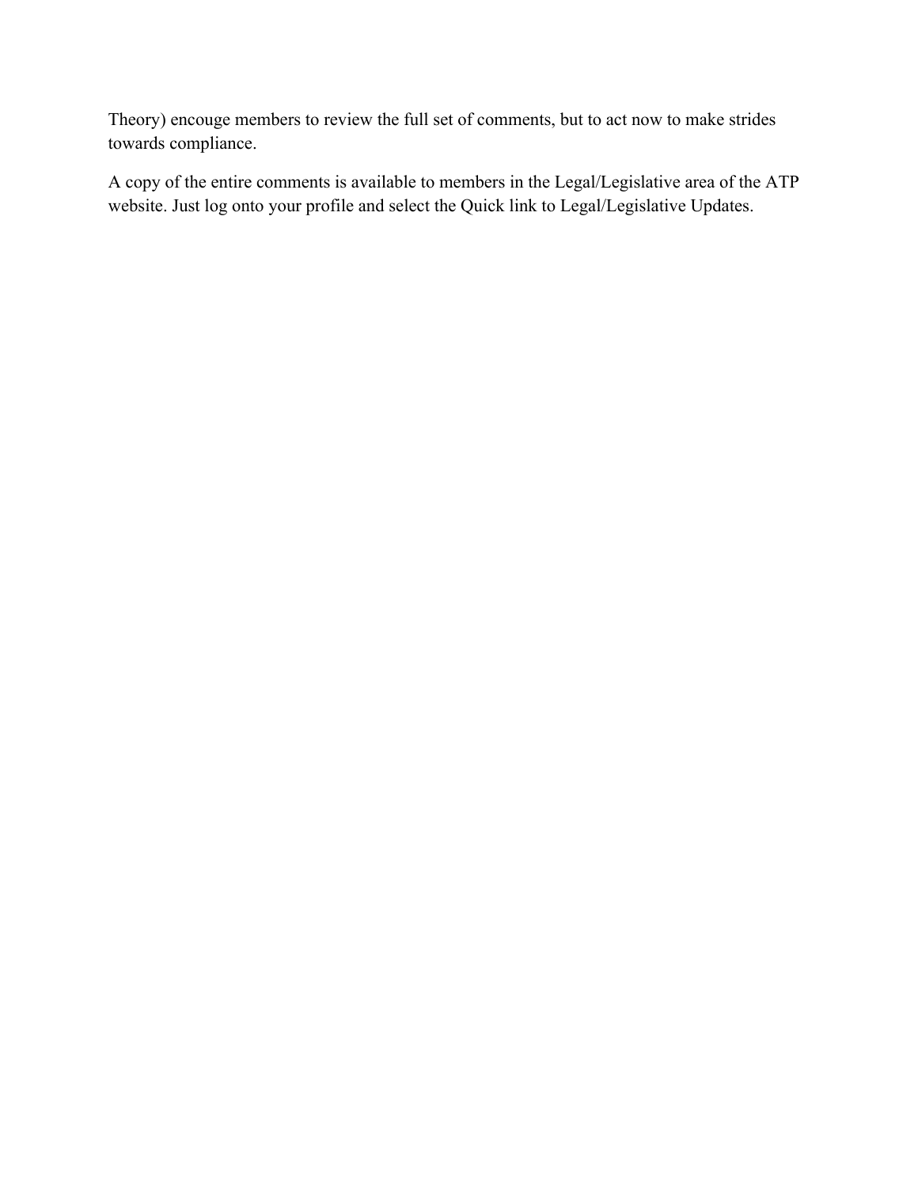Theory) encouge members to review the full set of comments, but to act now to make strides towards compliance.

A copy of the entire comments is available to members in the Legal/Legislative area of the ATP website. Just log onto your profile and select the Quick link to Legal/Legislative Updates.